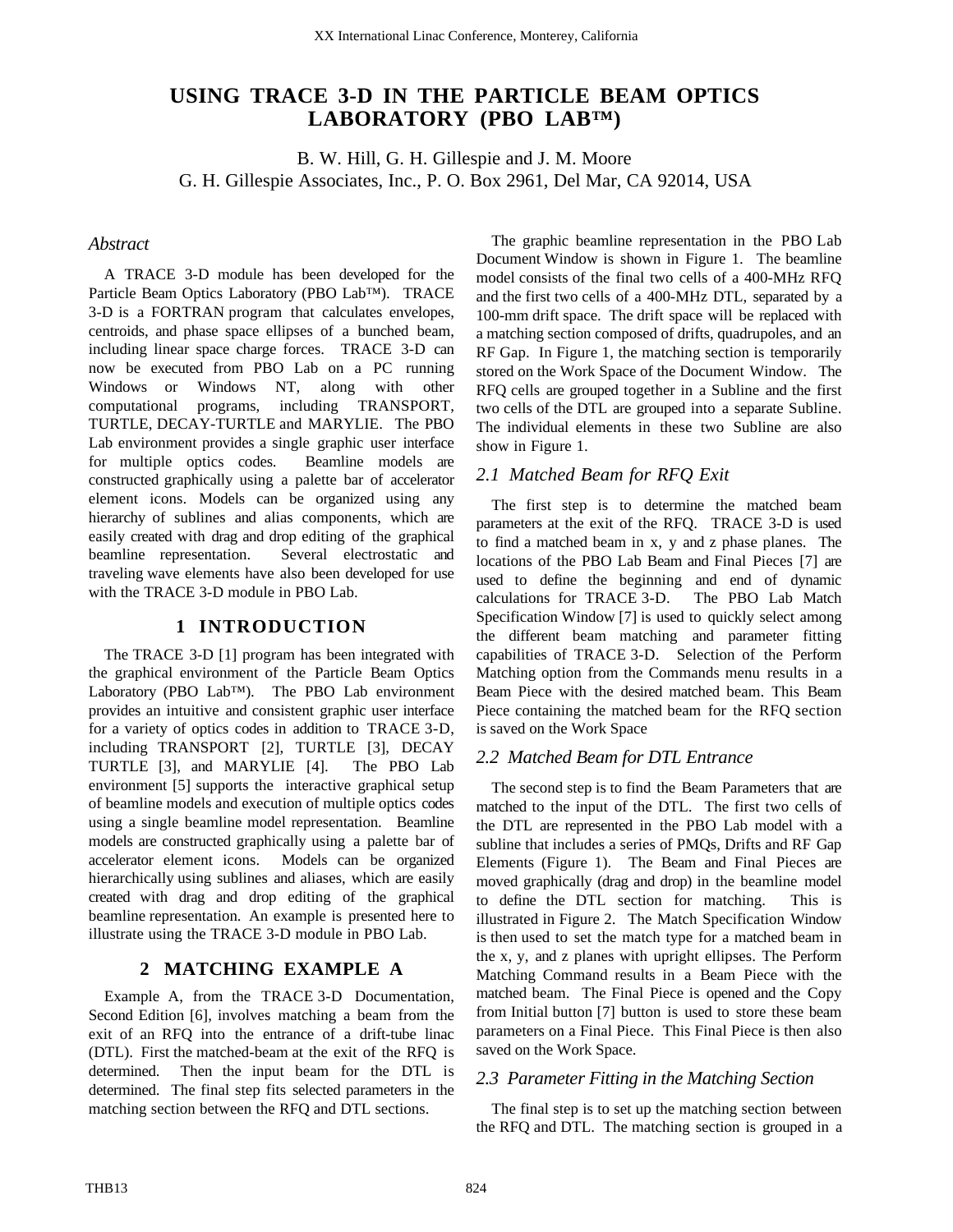# USING TRACE 3-D IN THE PARTICLE BEAM OPTICS LABORATORY (PBO LAB™)

B. W. Hill, G. H. Gillespie and J. M. Moore
G. H. Gillespie Associates, Inc., P. O. Box 2961, Del Mar, CA 92014, USA

## *Abstract*

A TRACE 3-D module has been developed for the Particle Beam Optics Laboratory (PBO Lab™). TRACE 3-D is a FORTRAN program that calculates envelopes, centroids, and phase space ellipses of a bunched beam, including linear space charge forces. TRACE 3-D can now be executed from PBO Lab on a PC running Windows or Windows NT, along with other computational programs, including TRANSPORT, TURTLE, DECAY-TURTLE and MARYLIE. The PBO Lab environment provides a single graphic user interface for multiple optics codes. Beamline models are constructed graphically using a palette bar of accelerator element icons. Models can be organized using any hierarchy of sublines and alias components, which are easily created with drag and drop editing of the graphical beamline representation. Several electrostatic and traveling wave elements have also been developed for use with the TRACE 3-D module in PBO Lab.

## 1 INTRODUCTION

The TRACE 3-D [1] program has been integrated with the graphical environment of the Particle Beam Optics Laboratory (PBO Lab™). The PBO Lab environment provides an intuitive and consistent graphic user interface for a variety of optics codes in addition to TRACE 3-D, including TRANSPORT [2], TURTLE [3], DECAY TURTLE [3], and MARYLIE [4]. The PBO Lab environment [5] supports the interactive graphical setup of beamline models and execution of multiple optics codes using a single beamline model representation. Beamline models are constructed graphically using a palette bar of accelerator element icons. Models can be organized hierarchically using sublines and aliases, which are easily created with drag and drop editing of the graphical beamline representation. An example is presented here to illustrate using the TRACE 3-D module in PBO Lab.

## 2 MATCHING EXAMPLE A

Example A, from the TRACE 3-D Documentation, Second Edition [6], involves matching a beam from the exit of an RFQ into the entrance of a drift-tube linac (DTL). First the matched-beam at the exit of the RFQ is determined. Then the input beam for the DTL is determined. The final step fits selected parameters in the matching section between the RFQ and DTL sections.

The graphic beamline representation in the PBO Lab Document Window is shown in Figure 1. The beamline model consists of the final two cells of a 400-MHz RFQ and the first two cells of a 400-MHz DTL, separated by a 100-mm drift space. The drift space will be replaced with a matching section composed of drifts, quadrupoles, and an RF Gap. In Figure 1, the matching section is temporarily stored on the Work Space of the Document Window. The RFQ cells are grouped together in a Subline and the first two cells of the DTL are grouped into a separate Subline. The individual elements in these two Subline are also show in Figure 1.

### *2.1 Matched Beam for RFQ Exit*

The first step is to determine the matched beam parameters at the exit of the RFQ. TRACE 3-D is used to find a matched beam in x, y and z phase planes. The locations of the PBO Lab Beam and Final Pieces [7] are used to define the beginning and end of dynamic calculations for TRACE 3-D. The PBO Lab Match Specification Window [7] is used to quickly select among the different beam matching and parameter fitting capabilities of TRACE 3-D. Selection of the Perform Matching option from the Commands menu results in a Beam Piece with the desired matched beam. This Beam Piece containing the matched beam for the RFQ section is saved on the Work Space

### *2.2 Matched Beam for DTL Entrance*

The second step is to find the Beam Parameters that are matched to the input of the DTL. The first two cells of the DTL are represented in the PBO Lab model with a subline that includes a series of PMQs, Drifts and RF Gap Elements (Figure 1). The Beam and Final Pieces are moved graphically (drag and drop) in the beamline model to define the DTL section for matching. This is illustrated in Figure 2. The Match Specification Window is then used to set the match type for a matched beam in the x, y, and z planes with upright ellipses. The Perform Matching Command results in a Beam Piece with the matched beam. The Final Piece is opened and the Copy from Initial button [7] button is used to store these beam parameters on a Final Piece. This Final Piece is then also saved on the Work Space.

### *2.3 Parameter Fitting in the Matching Section*

The final step is to set up the matching section between the RFQ and DTL. The matching section is grouped in a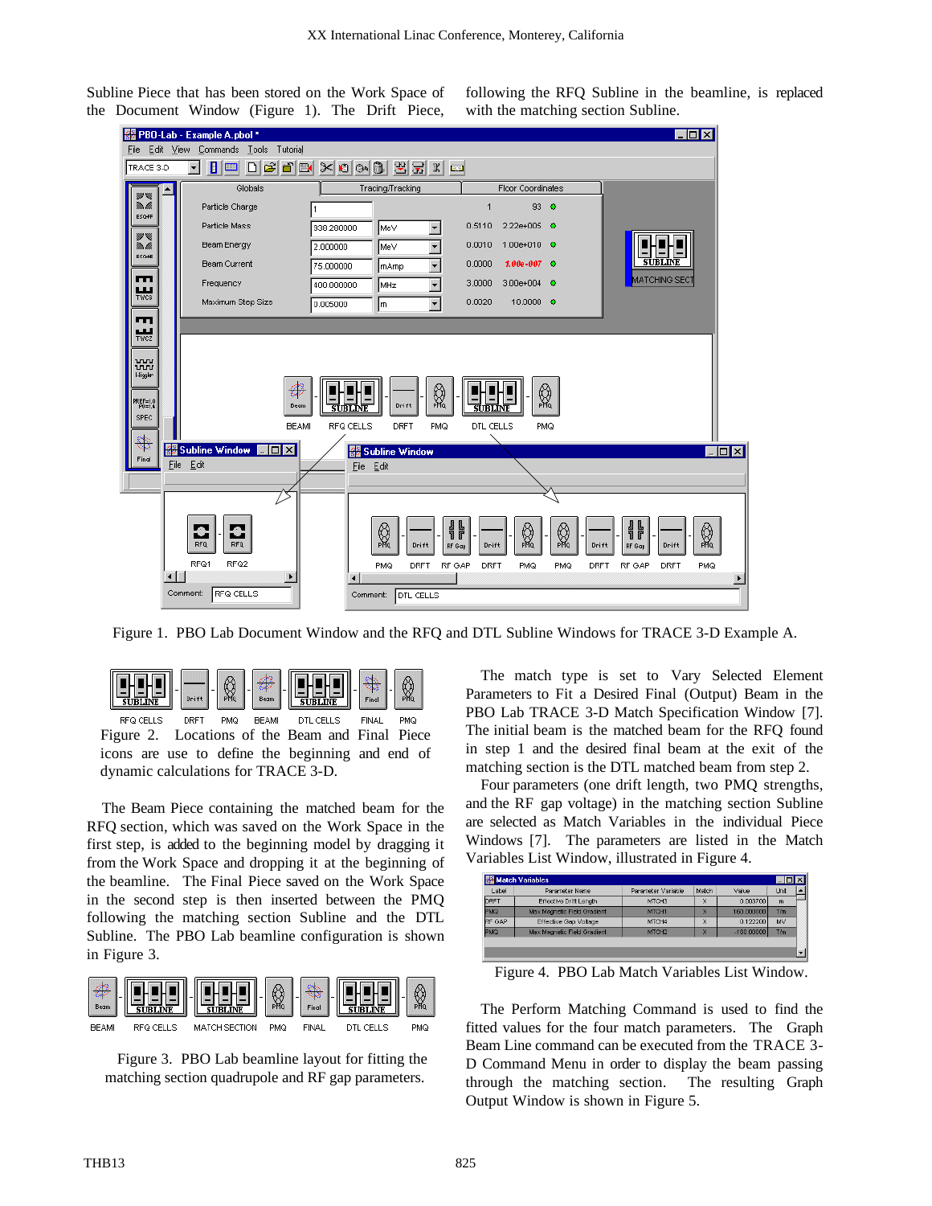Subline Piece that has been stored on the Work Space of the Document Window (Figure 1). The Drift Piece, following the RFQ Subline in the beamline, is replaced with the matching section Subline.

Figure 1. PBO Lab Document Window and the RFQ and DTL Subline Windows for TRACE 3-D Example A.

Figure 2. Locations of the Beam and Final Piece icons are use to define the beginning and end of dynamic calculations for TRACE 3-D.

The Beam Piece containing the matched beam for the RFQ section, which was saved on the Work Space in the first step, is added to the beginning model by dragging it from the Work Space and dropping it at the beginning of the beamline. The Final Piece saved on the Work Space in the second step is then inserted between the PMQ following the matching section Subline and the DTL Subline. The PBO Lab beamline configuration is shown in Figure 3.

Figure 3. PBO Lab beamline layout for fitting the matching section quadrupole and RF gap parameters.

The match type is set to Vary Selected Element Parameters to Fit a Desired Final (Output) Beam in the PBO Lab TRACE 3-D Match Specification Window [7]. The initial beam is the matched beam for the RFQ found in step 1 and the desired final beam at the exit of the matching section is the DTL matched beam from step 2.

Four parameters (one drift length, two PMQ strengths, and the RF gap voltage) in the matching section Subline are selected as Match Variables in the individual Piece Windows [7]. The parameters are listed in the Match Variables List Window, illustrated in Figure 4.

| Label | Parameter Name | Parameter Variable | Match | Value | Unit |
|---|---|---|---|---|---|
| DRFT | Effective Drift Length | MTCH3 | X | 0.003700 | m |
| PMQ | Max Magnetic Field Gradient | MTCH1 | X | 160.000000 | T/m |
| RF GAP | Effective Gap Voltage | MTCH4 | X | 0.122200 | MV |
| PMQ | Max Magnetic Field Gradient | MTCH2 | X | -160.000000 | T/m |

Figure 4. PBO Lab Match Variables List Window.

The Perform Matching Command is used to find the fitted values for the four match parameters. The Graph Beam Line command can be executed from the TRACE 3-D Command Menu in order to display the beam passing through the matching section. The resulting Graph Output Window is shown in Figure 5.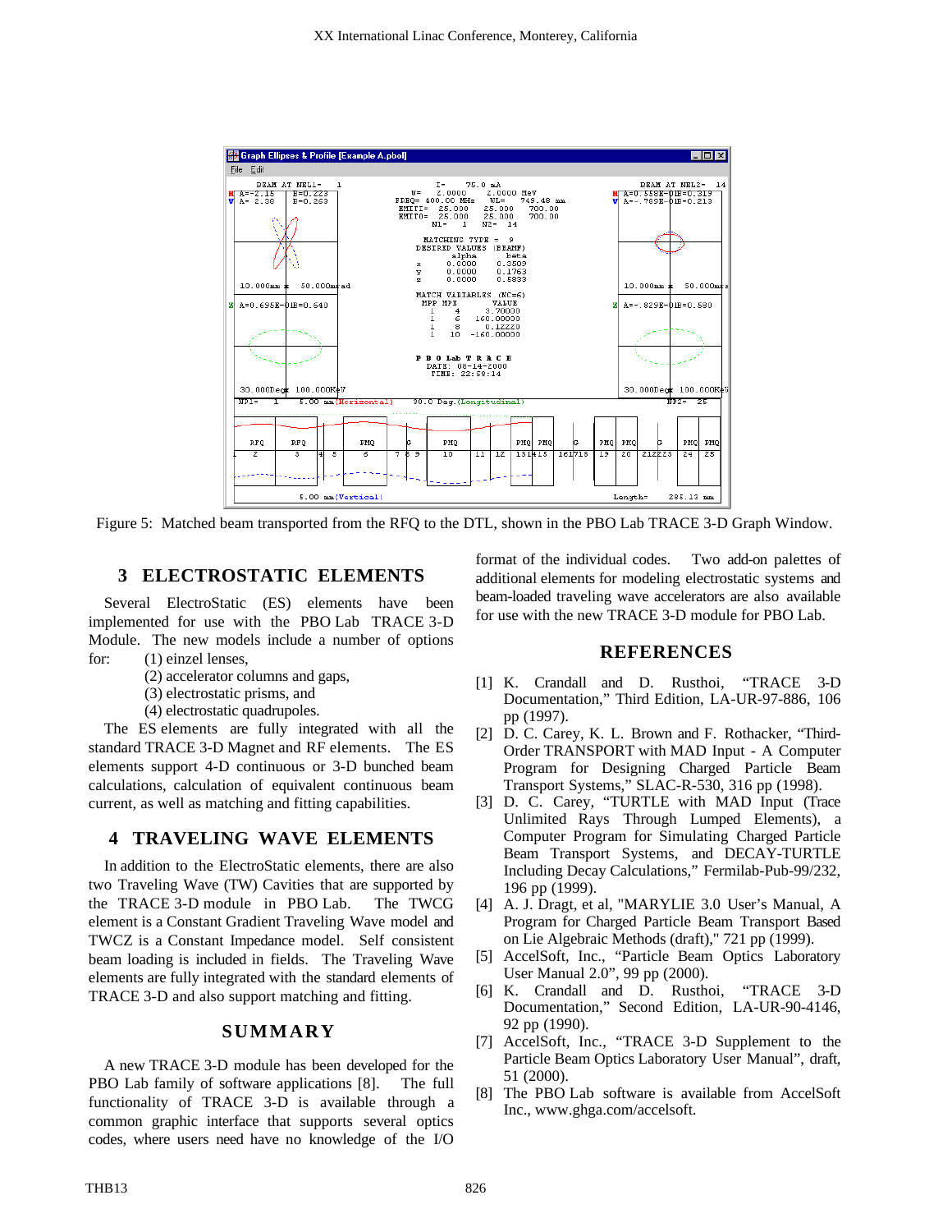Figure 5: Matched beam transported from the RFQ to the DTL, shown in the PBO Lab TRACE 3-D Graph Window.

## 3 ELECTROSTATIC ELEMENTS

Several ElectroStatic (ES) elements have been implemented for use with the PBO Lab TRACE 3-D Module. The new models include a number of options for:

(1) einzel lenses,
(2) accelerator columns and gaps,
(3) electrostatic prisms, and
(4) electrostatic quadrupoles.

The ES elements are fully integrated with all the standard TRACE 3-D Magnet and RF elements. The ES elements support 4-D continuous or 3-D bunched beam calculations, calculation of equivalent continuous beam current, as well as matching and fitting capabilities.

## 4 TRAVELING WAVE ELEMENTS

In addition to the ElectroStatic elements, there are also two Traveling Wave (TW) Cavities that are supported by the TRACE 3-D module in PBO Lab. The TWCG element is a Constant Gradient Traveling Wave model and TWCZ is a Constant Impedance model. Self consistent beam loading is included in fields. The Traveling Wave elements are fully integrated with the standard elements of TRACE 3-D and also support matching and fitting.

## SUMMARY

A new TRACE 3-D module has been developed for the PBO Lab family of software applications [8]. The full functionality of TRACE 3-D is available through a common graphic interface that supports several optics codes, where users need have no knowledge of the I/O format of the individual codes. Two add-on palettes of additional elements for modeling electrostatic systems and beam-loaded traveling wave accelerators are also available for use with the new TRACE 3-D module for PBO Lab.

## REFERENCES

[1] K. Crandall and D. Rusthoi, "TRACE 3-D Documentation," Third Edition, LA-UR-97-886, 106 pp (1997).

[2] D. C. Carey, K. L. Brown and F. Rothacker, "Third-Order TRANSPORT with MAD Input - A Computer Program for Designing Charged Particle Beam Transport Systems," SLAC-R-530, 316 pp (1998).

[3] D. C. Carey, "TURTLE with MAD Input (Trace Unlimited Rays Through Lumped Elements), a Computer Program for Simulating Charged Particle Beam Transport Systems, and DECAY-TURTLE Including Decay Calculations," Fermilab-Pub-99/232, 196 pp (1999).

[4] A. J. Dragt, et al, "MARYLIE 3.0 User's Manual, A Program for Charged Particle Beam Transport Based on Lie Algebraic Methods (draft)," 721 pp (1999).

[5] AccelSoft, Inc., "Particle Beam Optics Laboratory User Manual 2.0", 99 pp (2000).

[6] K. Crandall and D. Rusthoi, "TRACE 3-D Documentation," Second Edition, LA-UR-90-4146, 92 pp (1990).

[7] AccelSoft, Inc., "TRACE 3-D Supplement to the Particle Beam Optics Laboratory User Manual", draft, 51 (2000).

[8] The PBO Lab software is available from AccelSoft Inc., www.ghga.com/accelsoft.